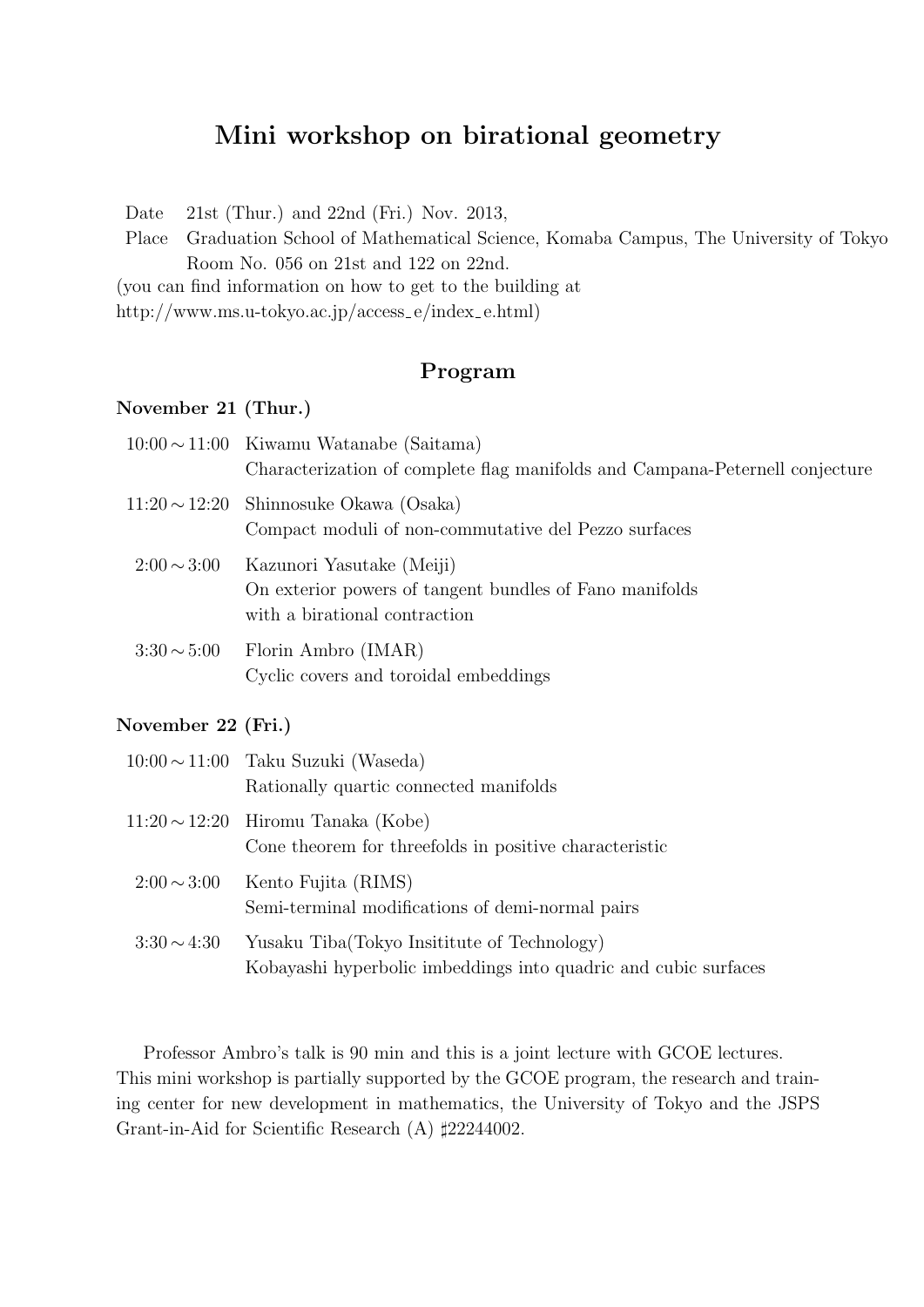# Mini workshop on birational geometry

Date 21st (Thur.) and 22nd (Fri.) Nov. 2013,

Place Graduation School of Mathematical Science, Komaba Campus, The University of Tokyo Room No. 056 on 21st and 122 on 22nd.

(you can find information on how to get to the building at http://www.ms.u-tokyo.ac.jp/access_e/index_e.html)

## Program

**November 21 (Thur.)**

10:00 ∼ 11:00 Kiwamu Watanabe (Saitama)
Characterization of complete flag manifolds and Campana-Peternell conjecture

11:20 ∼ 12:20 Shinnosuke Okawa (Osaka)
Compact moduli of non-commutative del Pezzo surfaces

2:00 ∼ 3:00 Kazunori Yasutake (Meiji)
On exterior powers of tangent bundles of Fano manifolds with a birational contraction

3:30 ∼ 5:00 Florin Ambro (IMAR)
Cyclic covers and toroidal embeddings

**November 22 (Fri.)**

10:00 ∼ 11:00 Taku Suzuki (Waseda)
Rationally quartic connected manifolds

11:20 ∼ 12:20 Hiromu Tanaka (Kobe)
Cone theorem for threefolds in positive characteristic

2:00 ∼ 3:00 Kento Fujita (RIMS)
Semi-terminal modifications of demi-normal pairs

3:30 ∼ 4:30 Yusaku Tiba(Tokyo Insititute of Technology)
Kobayashi hyperbolic imbeddings into quadric and cubic surfaces

Professor Ambro's talk is 90 min and this is a joint lecture with GCOE lectures. This mini workshop is partially supported by the GCOE program, the research and training center for new development in mathematics, the University of Tokyo and the JSPS Grant-in-Aid for Scientific Research (A) ♯22244002.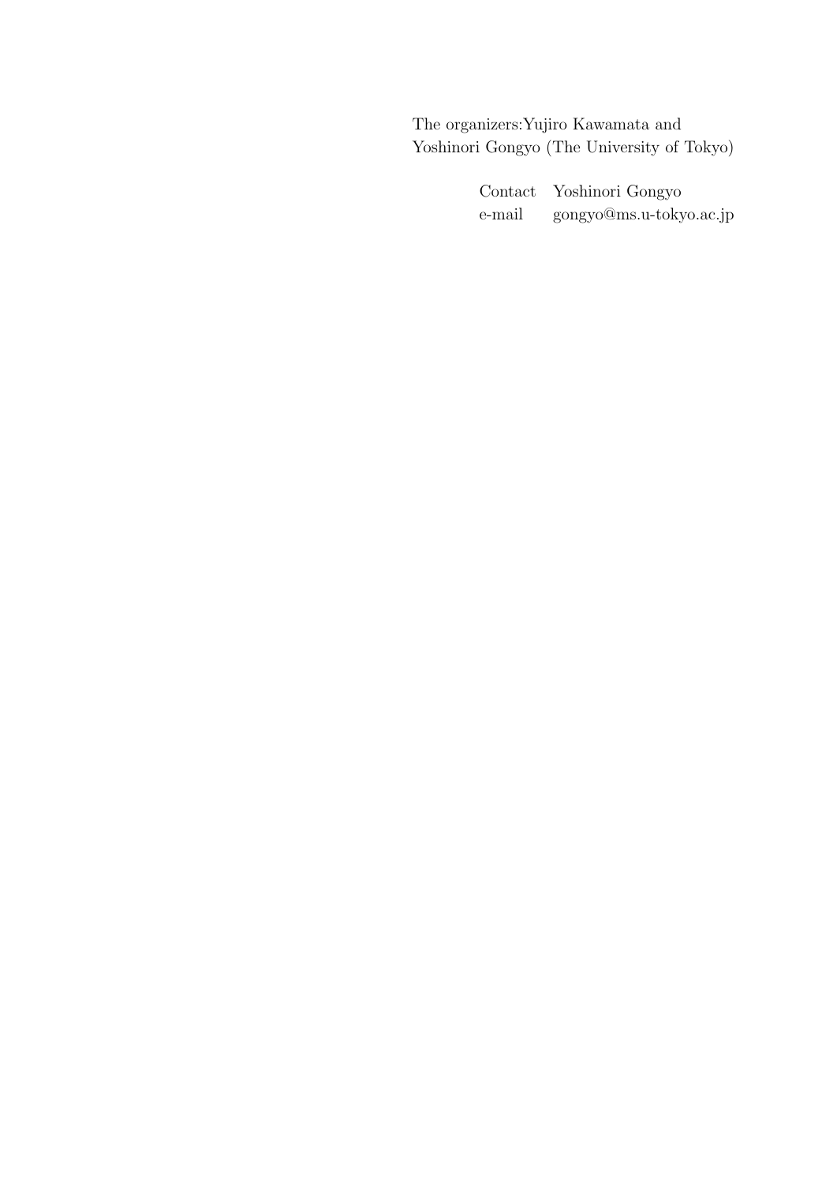The organizers:Yujiro Kawamata and
Yoshinori Gongyo (The University of Tokyo)

| | |
|---|---|
| Contact | Yoshinori Gongyo |
| e-mail | gongyo@ms.u-tokyo.ac.jp |